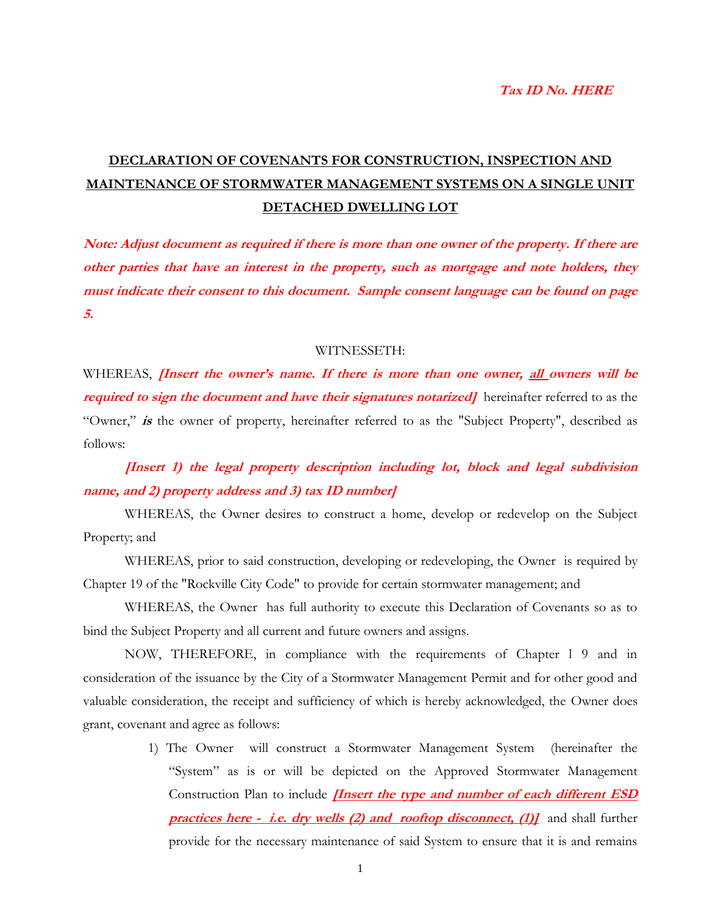***Tax ID No. HERE***

# DECLARATION OF COVENANTS FOR CONSTRUCTION, INSPECTION AND MAINTENANCE OF STORMWATER MANAGEMENT SYSTEMS ON A SINGLE UNIT DETACHED DWELLING LOT

***Note: Adjust document as required if there is more than one owner of the property. If there are other parties that have an interest in the property, such as mortgage and note holders, they must indicate their consent to this document. Sample consent language can be found on page 5.***

WITNESSETH:

WHEREAS, ***[Insert the owner's name. If there is more than one owner, all owners will be required to sign the document and have their signatures notarized]*** hereinafter referred to as the "Owner," ***is*** the owner of property, hereinafter referred to as the "Subject Property", described as follows:

***[Insert 1) the legal property description including lot, block and legal subdivision name, and 2) property address and 3) tax ID number]***

WHEREAS, the Owner desires to construct a home, develop or redevelop on the Subject Property; and

WHEREAS, prior to said construction, developing or redeveloping, the Owner is required by Chapter 19 of the "Rockville City Code" to provide for certain stormwater management; and

WHEREAS, the Owner has full authority to execute this Declaration of Covenants so as to bind the Subject Property and all current and future owners and assigns.

NOW, THEREFORE, in compliance with the requirements of Chapter 1 9 and in consideration of the issuance by the City of a Stormwater Management Permit and for other good and valuable consideration, the receipt and sufficiency of which is hereby acknowledged, the Owner does grant, covenant and agree as follows:

1) The Owner will construct a Stormwater Management System (hereinafter the "System" as is or will be depicted on the Approved Stormwater Management Construction Plan to include ***[Insert the type and number of each different ESD practices here - i.e. dry wells (2) and rooftop disconnect, (1)]*** and shall further provide for the necessary maintenance of said System to ensure that it is and remains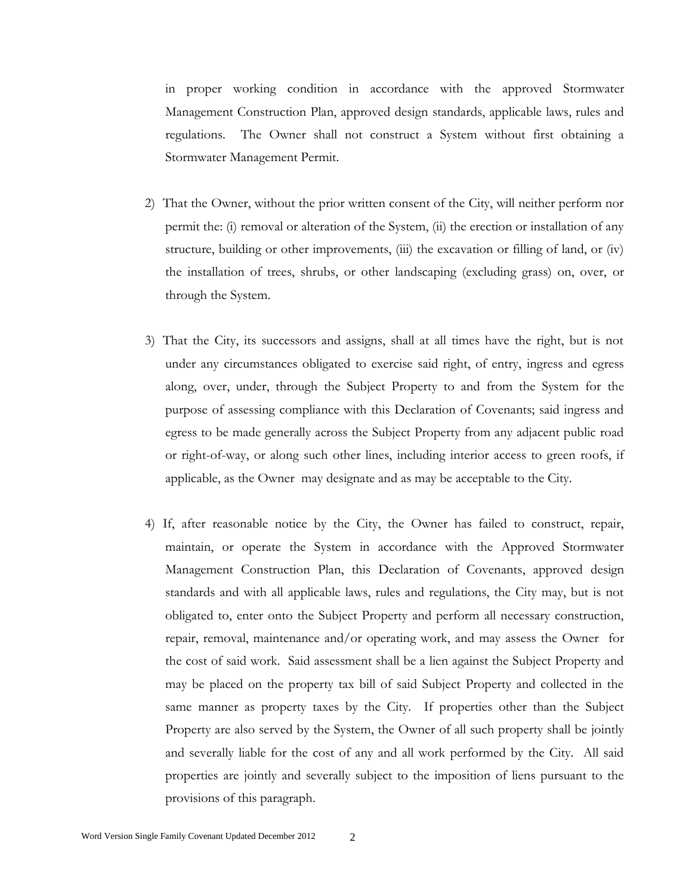in proper working condition in accordance with the approved Stormwater Management Construction Plan, approved design standards, applicable laws, rules and regulations. The Owner shall not construct a System without first obtaining a Stormwater Management Permit.

2) That the Owner, without the prior written consent of the City, will neither perform nor permit the: (i) removal or alteration of the System, (ii) the erection or installation of any structure, building or other improvements, (iii) the excavation or filling of land, or (iv) the installation of trees, shrubs, or other landscaping (excluding grass) on, over, or through the System.

3) That the City, its successors and assigns, shall at all times have the right, but is not under any circumstances obligated to exercise said right, of entry, ingress and egress along, over, under, through the Subject Property to and from the System for the purpose of assessing compliance with this Declaration of Covenants; said ingress and egress to be made generally across the Subject Property from any adjacent public road or right-of-way, or along such other lines, including interior access to green roofs, if applicable, as the Owner may designate and as may be acceptable to the City.

4) If, after reasonable notice by the City, the Owner has failed to construct, repair, maintain, or operate the System in accordance with the Approved Stormwater Management Construction Plan, this Declaration of Covenants, approved design standards and with all applicable laws, rules and regulations, the City may, but is not obligated to, enter onto the Subject Property and perform all necessary construction, repair, removal, maintenance and/or operating work, and may assess the Owner for the cost of said work. Said assessment shall be a lien against the Subject Property and may be placed on the property tax bill of said Subject Property and collected in the same manner as property taxes by the City. If properties other than the Subject Property are also served by the System, the Owner of all such property shall be jointly and severally liable for the cost of any and all work performed by the City. All said properties are jointly and severally subject to the imposition of liens pursuant to the provisions of this paragraph.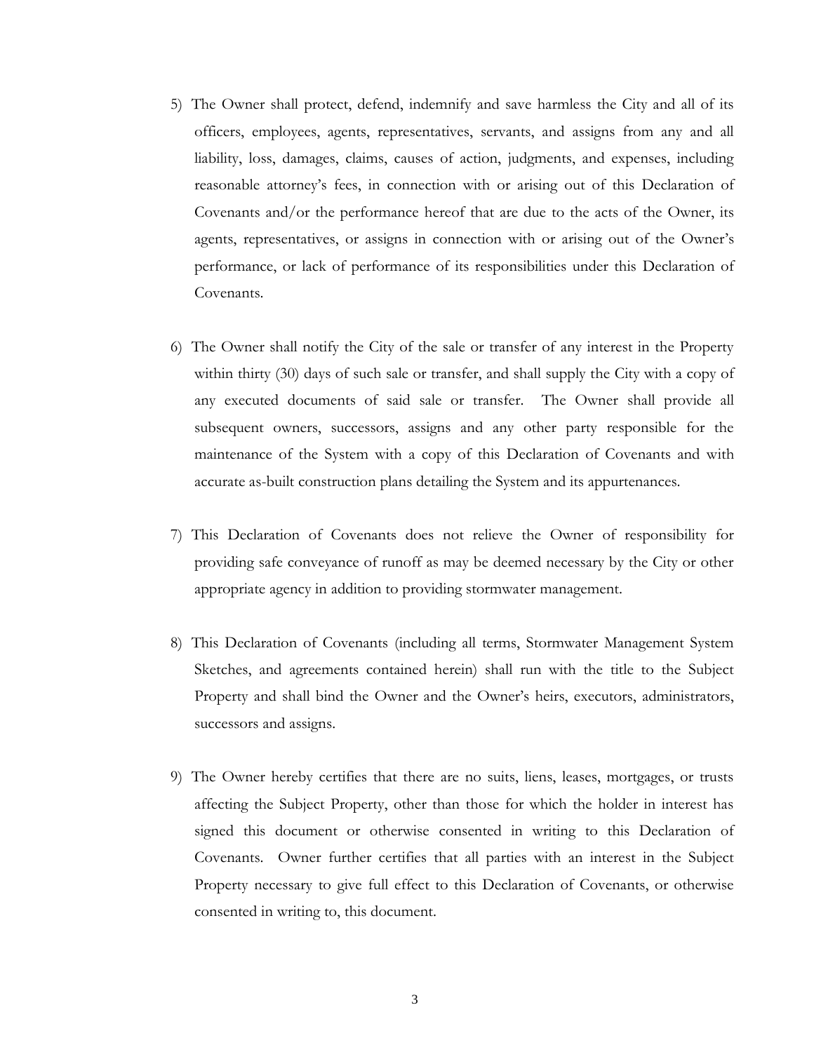5) The Owner shall protect, defend, indemnify and save harmless the City and all of its officers, employees, agents, representatives, servants, and assigns from any and all liability, loss, damages, claims, causes of action, judgments, and expenses, including reasonable attorney's fees, in connection with or arising out of this Declaration of Covenants and/or the performance hereof that are due to the acts of the Owner, its agents, representatives, or assigns in connection with or arising out of the Owner's performance, or lack of performance of its responsibilities under this Declaration of Covenants.

6) The Owner shall notify the City of the sale or transfer of any interest in the Property within thirty (30) days of such sale or transfer, and shall supply the City with a copy of any executed documents of said sale or transfer. The Owner shall provide all subsequent owners, successors, assigns and any other party responsible for the maintenance of the System with a copy of this Declaration of Covenants and with accurate as-built construction plans detailing the System and its appurtenances.

7) This Declaration of Covenants does not relieve the Owner of responsibility for providing safe conveyance of runoff as may be deemed necessary by the City or other appropriate agency in addition to providing stormwater management.

8) This Declaration of Covenants (including all terms, Stormwater Management System Sketches, and agreements contained herein) shall run with the title to the Subject Property and shall bind the Owner and the Owner's heirs, executors, administrators, successors and assigns.

9) The Owner hereby certifies that there are no suits, liens, leases, mortgages, or trusts affecting the Subject Property, other than those for which the holder in interest has signed this document or otherwise consented in writing to this Declaration of Covenants. Owner further certifies that all parties with an interest in the Subject Property necessary to give full effect to this Declaration of Covenants, or otherwise consented in writing to, this document.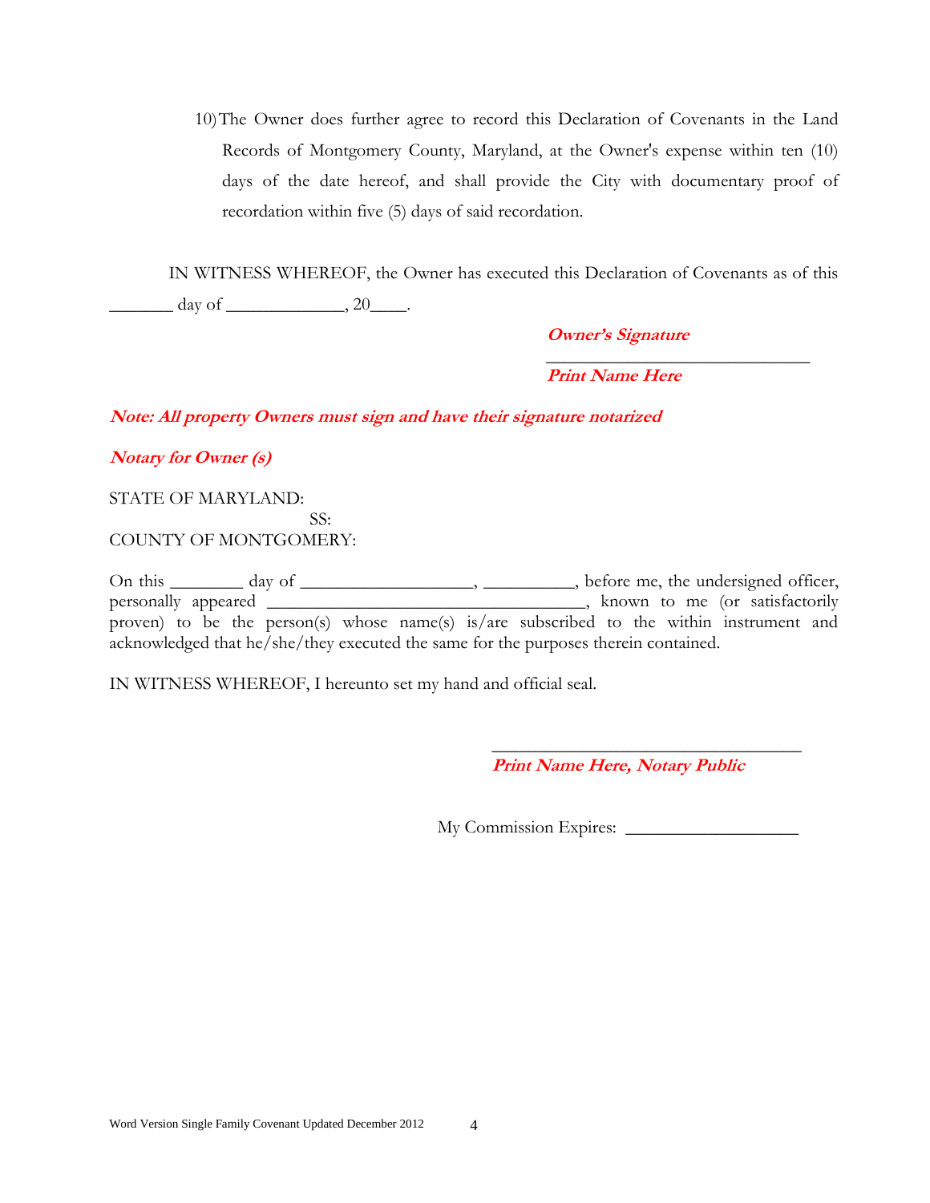10) The Owner does further agree to record this Declaration of Covenants in the Land Records of Montgomery County, Maryland, at the Owner's expense within ten (10) days of the date hereof, and shall provide the City with documentary proof of recordation within five (5) days of said recordation.

IN WITNESS WHEREOF, the Owner has executed this Declaration of Covenants as of this _______ day of _____________, 20____.

***Owner's Signature***

____________________________

***Print Name Here***

***Note: All property Owners must sign and have their signature notarized***

***Notary for Owner (s)***

STATE OF MARYLAND:
SS:
COUNTY OF MONTGOMERY:

On this ________ day of ___________________, __________, before me, the undersigned officer, personally appeared ____________________________________, known to me (or satisfactorily proven) to be the person(s) whose name(s) is/are subscribed to the within instrument and acknowledged that he/she/they executed the same for the purposes therein contained.

IN WITNESS WHEREOF, I hereunto set my hand and official seal.

____________________________________

***Print Name Here, Notary Public***

My Commission Expires: ___________________

Word Version Single Family Covenant Updated December 2012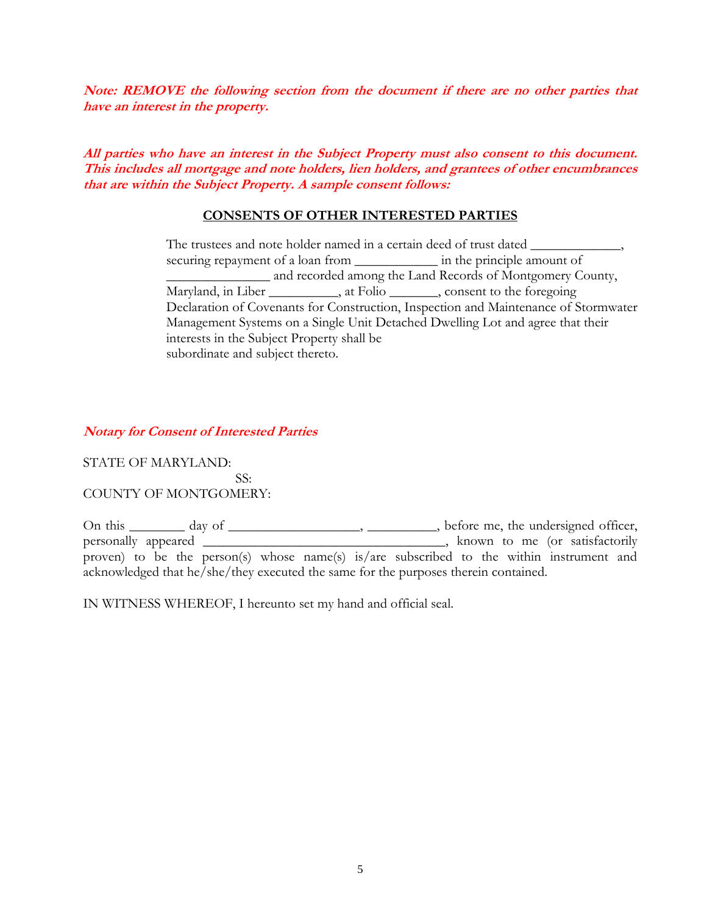***Note: REMOVE the following section from the document if there are no other parties that have an interest in the property.***

***All parties who have an interest in the Subject Property must also consent to this document. This includes all mortgage and note holders, lien holders, and grantees of other encumbrances that are within the Subject Property. A sample consent follows:***

## CONSENTS OF OTHER INTERESTED PARTIES

The trustees and note holder named in a certain deed of trust dated _____________, securing repayment of a loan from ____________ in the principle amount of _______________ and recorded among the Land Records of Montgomery County, Maryland, in Liber __________, at Folio _______, consent to the foregoing Declaration of Covenants for Construction, Inspection and Maintenance of Stormwater Management Systems on a Single Unit Detached Dwelling Lot and agree that their interests in the Subject Property shall be subordinate and subject thereto.

***Notary for Consent of Interested Parties***

STATE OF MARYLAND:
SS:
COUNTY OF MONTGOMERY:

On this ________ day of ___________________, __________, before me, the undersigned officer, personally appeared ___________________________________, known to me (or satisfactorily proven) to be the person(s) whose name(s) is/are subscribed to the within instrument and acknowledged that he/she/they executed the same for the purposes therein contained.

IN WITNESS WHEREOF, I hereunto set my hand and official seal.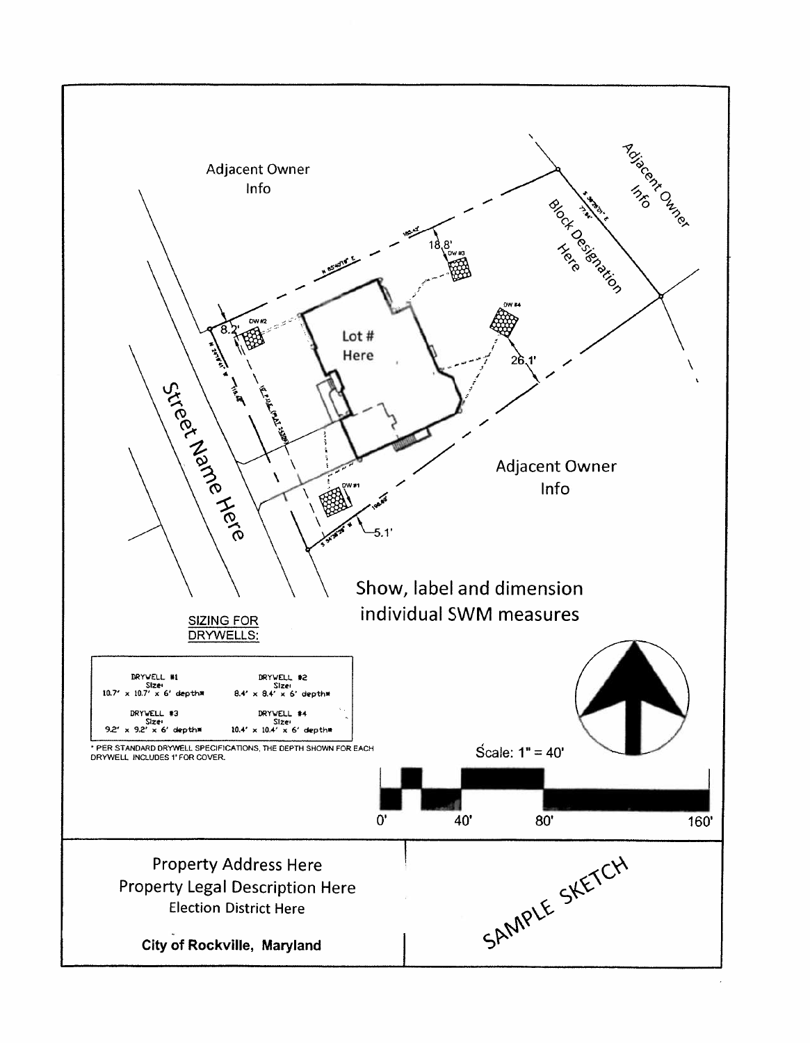Adjacent Owner Info

Adjacent Owner Info

Block Designation Here

Lot # Here

Street Name Here

Adjacent Owner Info

DW #1

DW #2

DW #3

DW #4

8.2'

18.8'

26.1'

5.1'

Show, label and dimension individual SWM measures

SIZING FOR DRYWELLS:

| | |
|---|---|
| DRYWELL #1<br>Size:<br>10.7' x 10.7' x 6' depth* | DRYWELL #2<br>Size:<br>8.4' x 8.4' x 6' depth* |
| DRYWELL #3<br>Size:<br>9.2' x 9.2' x 6' depth* | DRYWELL #4<br>Size:<br>10.4' x 10.4' x 6' depth* |

\* PER STANDARD DRYWELL SPECIFICATIONS, THE DEPTH SHOWN FOR EACH DRYWELL INCLUDES 1' FOR COVER.

Scale: 1" = 40'

0' 40' 80' 160'

Property Address Here
Property Legal Description Here
Election District Here

**City of Rockville, Maryland**

SAMPLE SKETCH